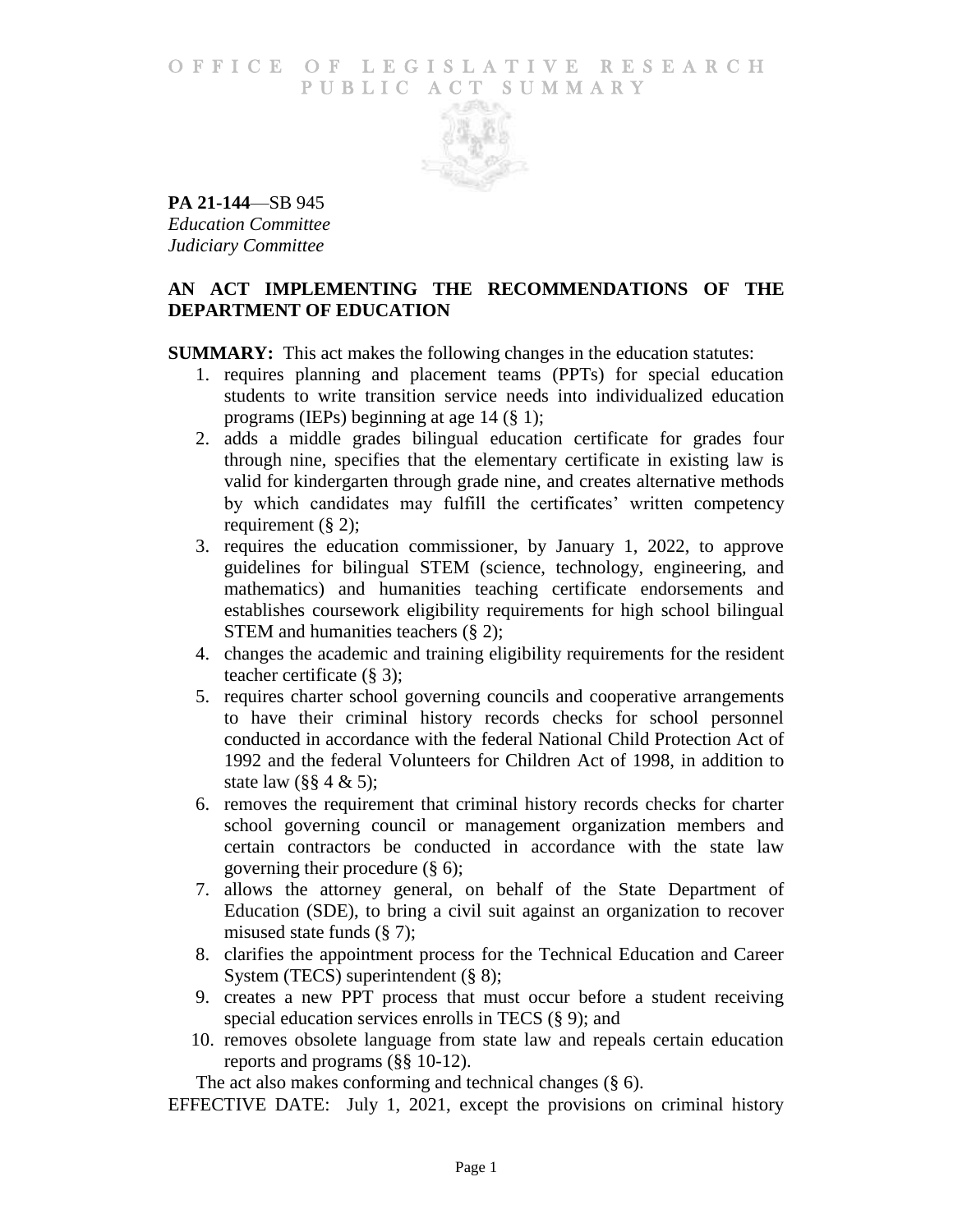# OFFICE OF LEGISLATIVE RESEARCH
## PUBLIC ACT SUMMARY

**PA 21-144**—SB 945
*Education Committee*
*Judiciary Committee*

## AN ACT IMPLEMENTING THE RECOMMENDATIONS OF THE DEPARTMENT OF EDUCATION

**SUMMARY:** This act makes the following changes in the education statutes:

1. requires planning and placement teams (PPTs) for special education students to write transition service needs into individualized education programs (IEPs) beginning at age 14 (§ 1);
2. adds a middle grades bilingual education certificate for grades four through nine, specifies that the elementary certificate in existing law is valid for kindergarten through grade nine, and creates alternative methods by which candidates may fulfill the certificates' written competency requirement (§ 2);
3. requires the education commissioner, by January 1, 2022, to approve guidelines for bilingual STEM (science, technology, engineering, and mathematics) and humanities teaching certificate endorsements and establishes coursework eligibility requirements for high school bilingual STEM and humanities teachers (§ 2);
4. changes the academic and training eligibility requirements for the resident teacher certificate (§ 3);
5. requires charter school governing councils and cooperative arrangements to have their criminal history records checks for school personnel conducted in accordance with the federal National Child Protection Act of 1992 and the federal Volunteers for Children Act of 1998, in addition to state law (§§ 4 & 5);
6. removes the requirement that criminal history records checks for charter school governing council or management organization members and certain contractors be conducted in accordance with the state law governing their procedure (§ 6);
7. allows the attorney general, on behalf of the State Department of Education (SDE), to bring a civil suit against an organization to recover misused state funds (§ 7);
8. clarifies the appointment process for the Technical Education and Career System (TECS) superintendent (§ 8);
9. creates a new PPT process that must occur before a student receiving special education services enrolls in TECS (§ 9); and
10. removes obsolete language from state law and repeals certain education reports and programs (§§ 10-12).

The act also makes conforming and technical changes (§ 6).

EFFECTIVE DATE: July 1, 2021, except the provisions on criminal history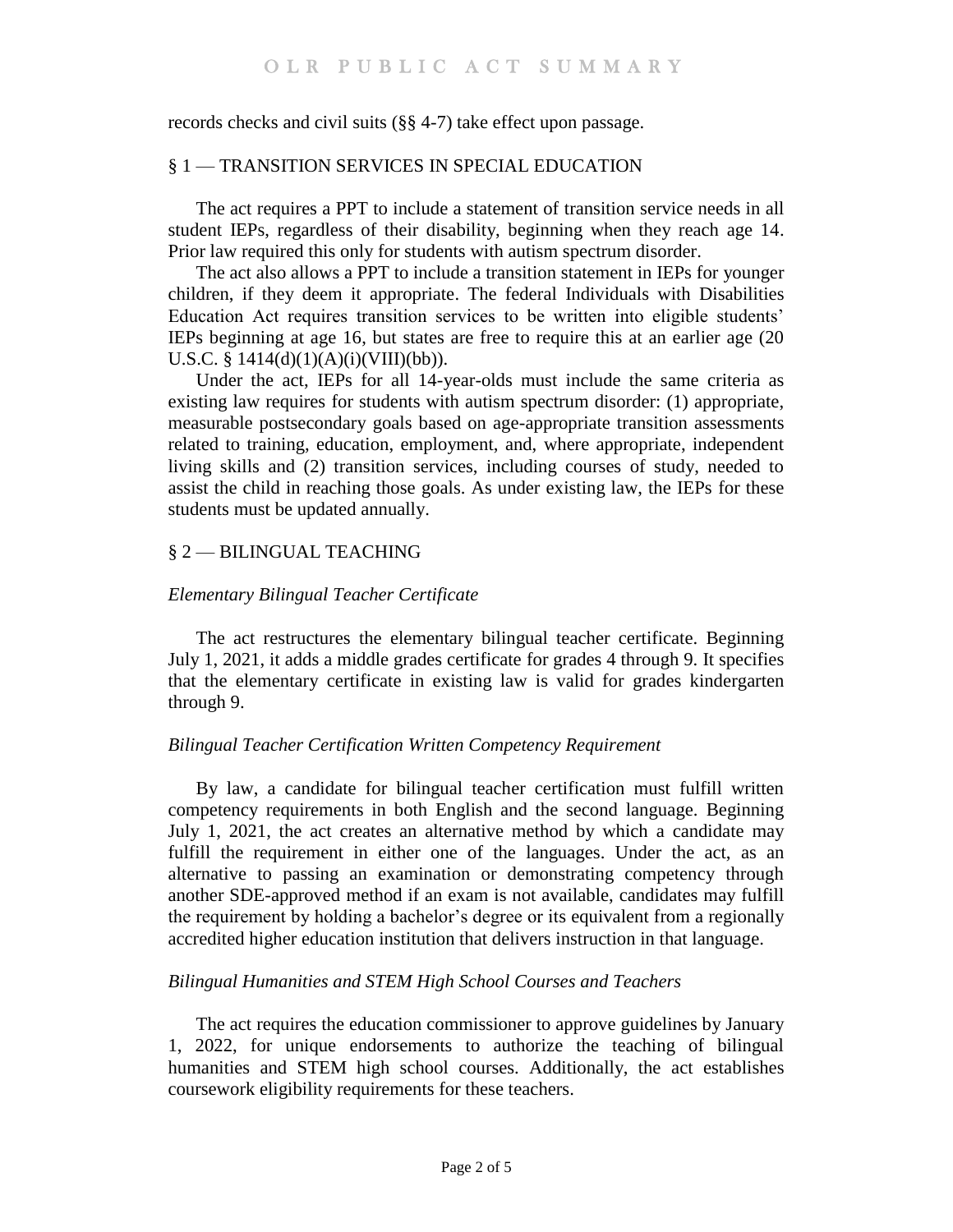records checks and civil suits (§§ 4-7) take effect upon passage.

## § 1 — TRANSITION SERVICES IN SPECIAL EDUCATION

The act requires a PPT to include a statement of transition service needs in all student IEPs, regardless of their disability, beginning when they reach age 14. Prior law required this only for students with autism spectrum disorder.

The act also allows a PPT to include a transition statement in IEPs for younger children, if they deem it appropriate. The federal Individuals with Disabilities Education Act requires transition services to be written into eligible students' IEPs beginning at age 16, but states are free to require this at an earlier age (20 U.S.C. § 1414(d)(1)(A)(i)(VIII)(bb)).

Under the act, IEPs for all 14-year-olds must include the same criteria as existing law requires for students with autism spectrum disorder: (1) appropriate, measurable postsecondary goals based on age-appropriate transition assessments related to training, education, employment, and, where appropriate, independent living skills and (2) transition services, including courses of study, needed to assist the child in reaching those goals. As under existing law, the IEPs for these students must be updated annually.

## § 2 — BILINGUAL TEACHING

### *Elementary Bilingual Teacher Certificate*

The act restructures the elementary bilingual teacher certificate. Beginning July 1, 2021, it adds a middle grades certificate for grades 4 through 9. It specifies that the elementary certificate in existing law is valid for grades kindergarten through 9.

### *Bilingual Teacher Certification Written Competency Requirement*

By law, a candidate for bilingual teacher certification must fulfill written competency requirements in both English and the second language. Beginning July 1, 2021, the act creates an alternative method by which a candidate may fulfill the requirement in either one of the languages. Under the act, as an alternative to passing an examination or demonstrating competency through another SDE-approved method if an exam is not available, candidates may fulfill the requirement by holding a bachelor's degree or its equivalent from a regionally accredited higher education institution that delivers instruction in that language.

### *Bilingual Humanities and STEM High School Courses and Teachers*

The act requires the education commissioner to approve guidelines by January 1, 2022, for unique endorsements to authorize the teaching of bilingual humanities and STEM high school courses. Additionally, the act establishes coursework eligibility requirements for these teachers.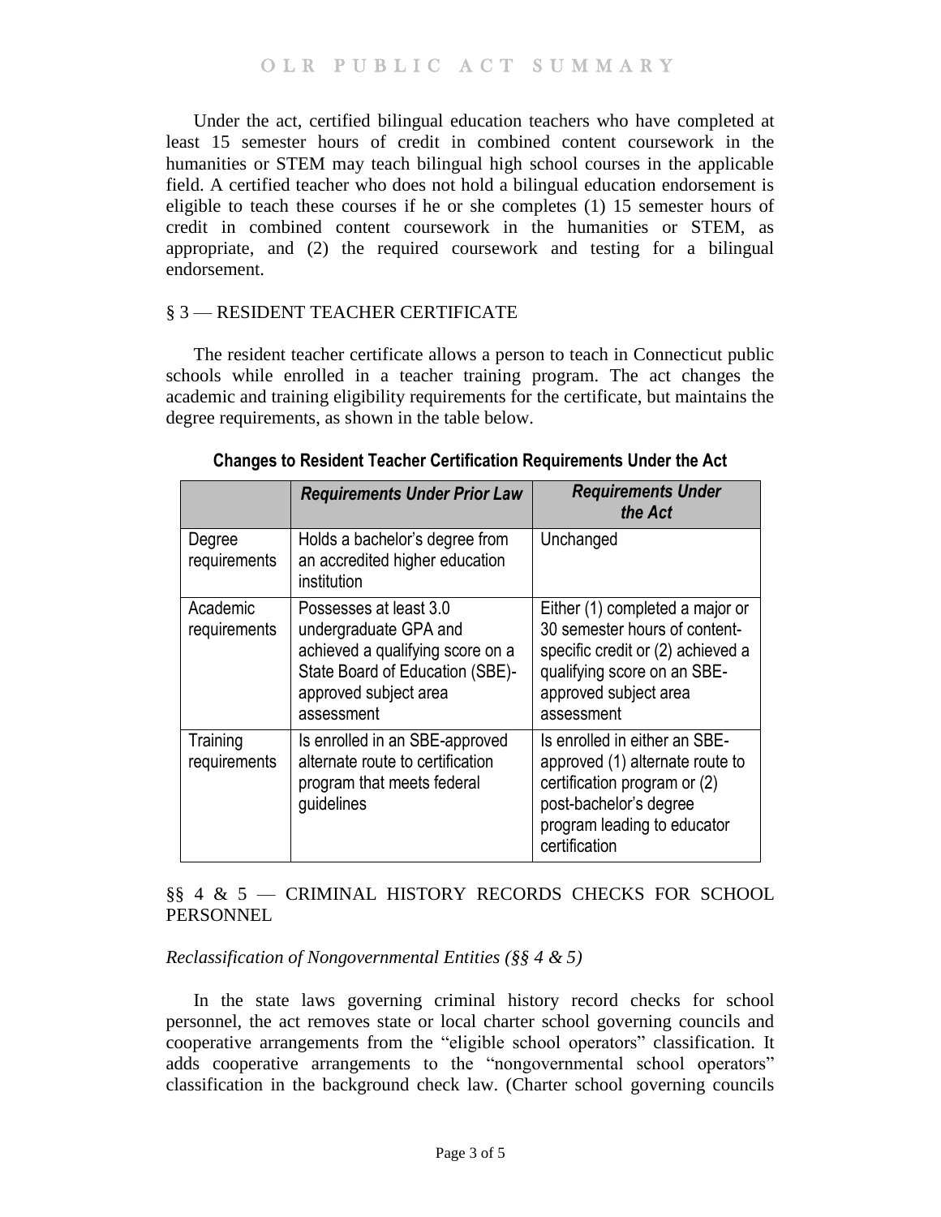Under the act, certified bilingual education teachers who have completed at least 15 semester hours of credit in combined content coursework in the humanities or STEM may teach bilingual high school courses in the applicable field. A certified teacher who does not hold a bilingual education endorsement is eligible to teach these courses if he or she completes (1) 15 semester hours of credit in combined content coursework in the humanities or STEM, as appropriate, and (2) the required coursework and testing for a bilingual endorsement.

## § 3 — RESIDENT TEACHER CERTIFICATE

The resident teacher certificate allows a person to teach in Connecticut public schools while enrolled in a teacher training program. The act changes the academic and training eligibility requirements for the certificate, but maintains the degree requirements, as shown in the table below.

**Changes to Resident Teacher Certification Requirements Under the Act**

| | *Requirements Under Prior Law* | *Requirements Under the Act* |
|---|---|---|
| Degree requirements | Holds a bachelor's degree from an accredited higher education institution | Unchanged |
| Academic requirements | Possesses at least 3.0 undergraduate GPA and achieved a qualifying score on a State Board of Education (SBE)-approved subject area assessment | Either (1) completed a major or 30 semester hours of content-specific credit or (2) achieved a qualifying score on an SBE-approved subject area assessment |
| Training requirements | Is enrolled in an SBE-approved alternate route to certification program that meets federal guidelines | Is enrolled in either an SBE-approved (1) alternate route to certification program or (2) post-bachelor's degree program leading to educator certification |

## §§ 4 & 5 — CRIMINAL HISTORY RECORDS CHECKS FOR SCHOOL PERSONNEL

### *Reclassification of Nongovernmental Entities (§§ 4 & 5)*

In the state laws governing criminal history record checks for school personnel, the act removes state or local charter school governing councils and cooperative arrangements from the "eligible school operators" classification. It adds cooperative arrangements to the "nongovernmental school operators" classification in the background check law. (Charter school governing councils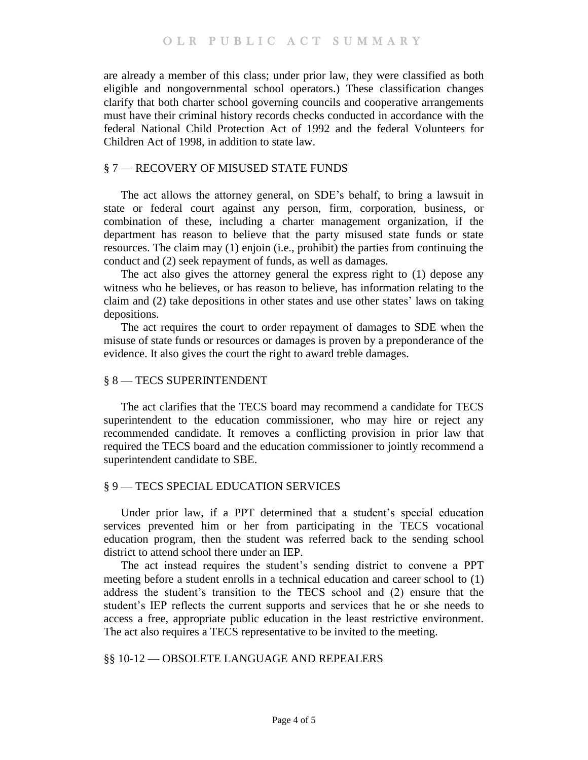are already a member of this class; under prior law, they were classified as both eligible and nongovernmental school operators.) These classification changes clarify that both charter school governing councils and cooperative arrangements must have their criminal history records checks conducted in accordance with the federal National Child Protection Act of 1992 and the federal Volunteers for Children Act of 1998, in addition to state law.

## § 7 — RECOVERY OF MISUSED STATE FUNDS

The act allows the attorney general, on SDE's behalf, to bring a lawsuit in state or federal court against any person, firm, corporation, business, or combination of these, including a charter management organization, if the department has reason to believe that the party misused state funds or state resources. The claim may (1) enjoin (i.e., prohibit) the parties from continuing the conduct and (2) seek repayment of funds, as well as damages.

The act also gives the attorney general the express right to (1) depose any witness who he believes, or has reason to believe, has information relating to the claim and (2) take depositions in other states and use other states' laws on taking depositions.

The act requires the court to order repayment of damages to SDE when the misuse of state funds or resources or damages is proven by a preponderance of the evidence. It also gives the court the right to award treble damages.

## § 8 — TECS SUPERINTENDENT

The act clarifies that the TECS board may recommend a candidate for TECS superintendent to the education commissioner, who may hire or reject any recommended candidate. It removes a conflicting provision in prior law that required the TECS board and the education commissioner to jointly recommend a superintendent candidate to SBE.

## § 9 — TECS SPECIAL EDUCATION SERVICES

Under prior law, if a PPT determined that a student's special education services prevented him or her from participating in the TECS vocational education program, then the student was referred back to the sending school district to attend school there under an IEP.

The act instead requires the student's sending district to convene a PPT meeting before a student enrolls in a technical education and career school to (1) address the student's transition to the TECS school and (2) ensure that the student's IEP reflects the current supports and services that he or she needs to access a free, appropriate public education in the least restrictive environment. The act also requires a TECS representative to be invited to the meeting.

## §§ 10-12 — OBSOLETE LANGUAGE AND REPEALERS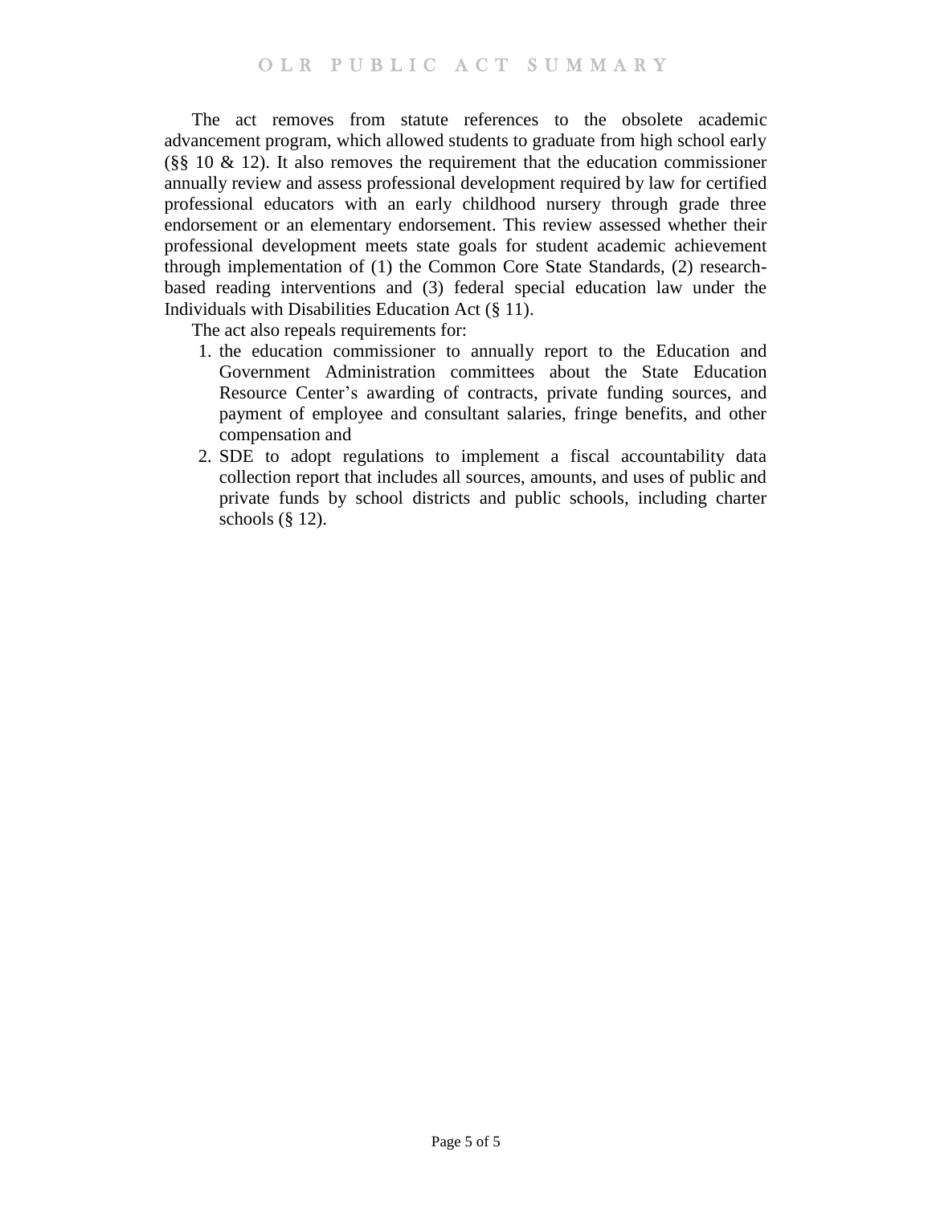The act removes from statute references to the obsolete academic advancement program, which allowed students to graduate from high school early (§§ 10 & 12). It also removes the requirement that the education commissioner annually review and assess professional development required by law for certified professional educators with an early childhood nursery through grade three endorsement or an elementary endorsement. This review assessed whether their professional development meets state goals for student academic achievement through implementation of (1) the Common Core State Standards, (2) research-based reading interventions and (3) federal special education law under the Individuals with Disabilities Education Act (§ 11).

The act also repeals requirements for:

1. the education commissioner to annually report to the Education and Government Administration committees about the State Education Resource Center's awarding of contracts, private funding sources, and payment of employee and consultant salaries, fringe benefits, and other compensation and
2. SDE to adopt regulations to implement a fiscal accountability data collection report that includes all sources, amounts, and uses of public and private funds by school districts and public schools, including charter schools (§ 12).